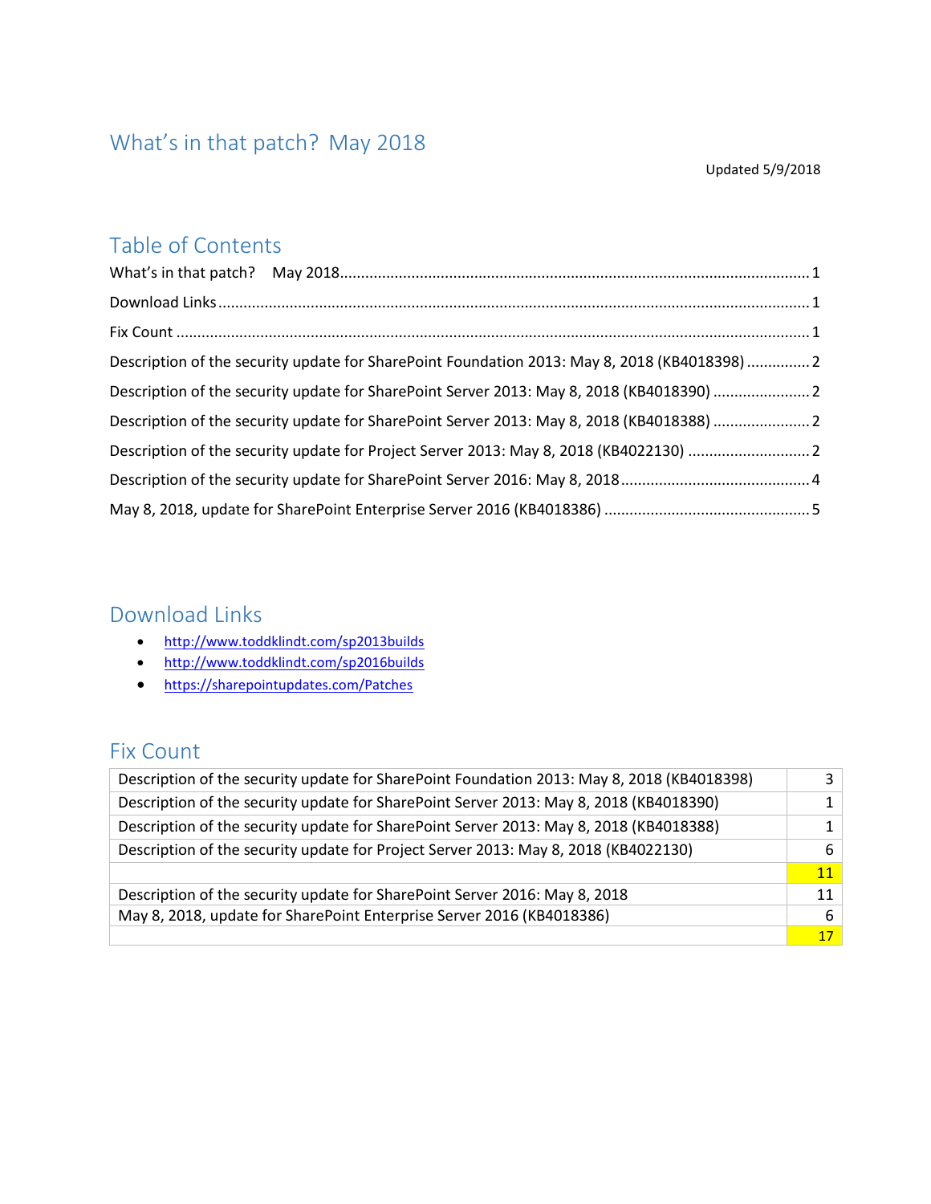# What's in that patch? May 2018

Updated 5/9/2018

## Table of Contents

What's in that patch? May 2018 ........ 1

Download Links ........ 1

Fix Count ........ 1

Description of the security update for SharePoint Foundation 2013: May 8, 2018 (KB4018398) ........ 2

Description of the security update for SharePoint Server 2013: May 8, 2018 (KB4018390) ........ 2

Description of the security update for SharePoint Server 2013: May 8, 2018 (KB4018388) ........ 2

Description of the security update for Project Server 2013: May 8, 2018 (KB4022130) ........ 2

Description of the security update for SharePoint Server 2016: May 8, 2018 ........ 4

May 8, 2018, update for SharePoint Enterprise Server 2016 (KB4018386) ........ 5

## Download Links

- http://www.toddklindt.com/sp2013builds
- http://www.toddklindt.com/sp2016builds
- https://sharepointupdates.com/Patches

## Fix Count

| | |
|---|---|
| Description of the security update for SharePoint Foundation 2013: May 8, 2018 (KB4018398) | 3 |
| Description of the security update for SharePoint Server 2013: May 8, 2018 (KB4018390) | 1 |
| Description of the security update for SharePoint Server 2013: May 8, 2018 (KB4018388) | 1 |
| Description of the security update for Project Server 2013: May 8, 2018 (KB4022130) | 6 |
| | 11 |
| Description of the security update for SharePoint Server 2016: May 8, 2018 | 11 |
| May 8, 2018, update for SharePoint Enterprise Server 2016 (KB4018386) | 6 |
| | 17 |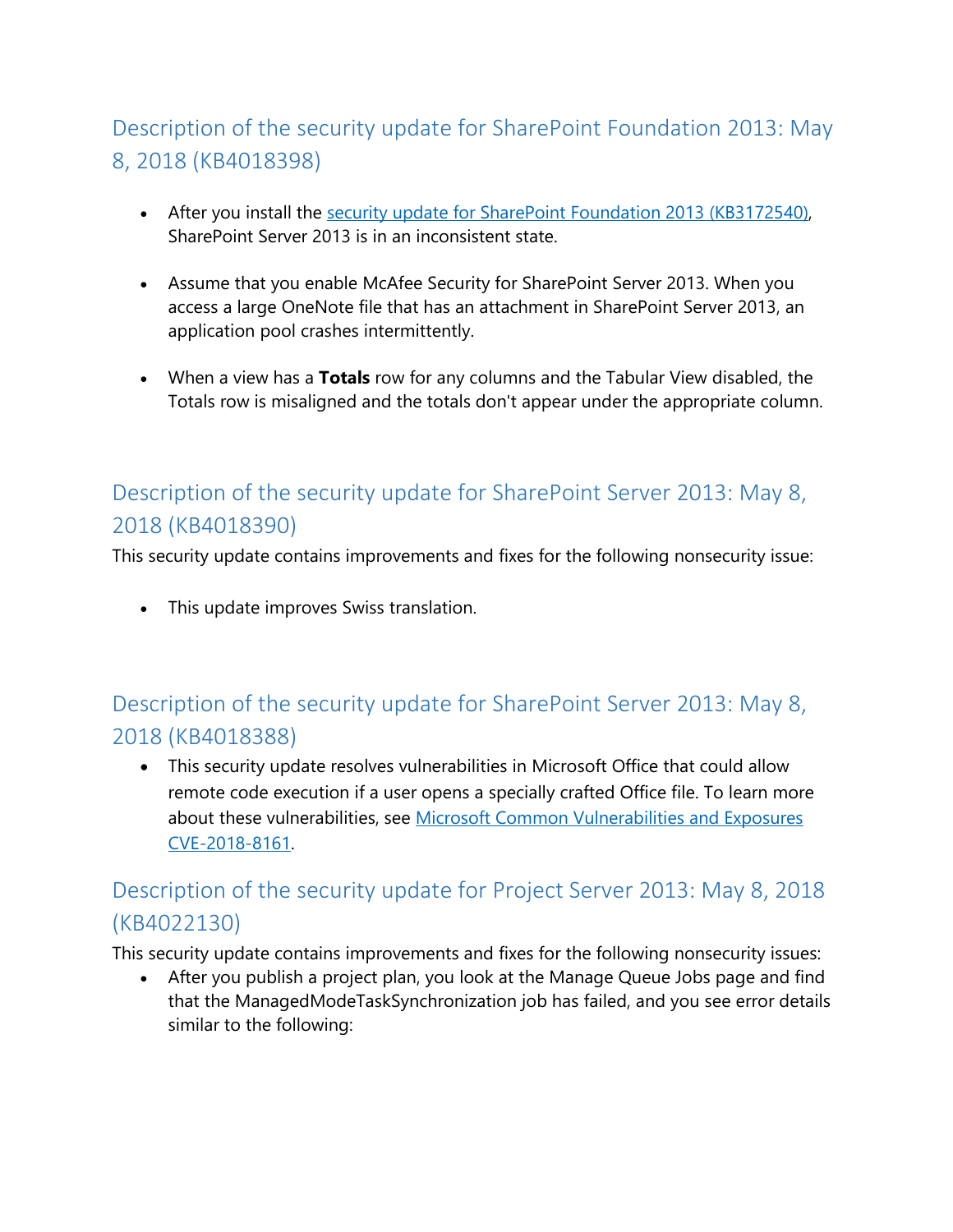## Description of the security update for SharePoint Foundation 2013: May 8, 2018 (KB4018398)

- After you install the [security update for SharePoint Foundation 2013 (KB3172540)](), SharePoint Server 2013 is in an inconsistent state.

- Assume that you enable McAfee Security for SharePoint Server 2013. When you access a large OneNote file that has an attachment in SharePoint Server 2013, an application pool crashes intermittently.

- When a view has a **Totals** row for any columns and the Tabular View disabled, the Totals row is misaligned and the totals don't appear under the appropriate column.

## Description of the security update for SharePoint Server 2013: May 8, 2018 (KB4018390)

This security update contains improvements and fixes for the following nonsecurity issue:

- This update improves Swiss translation.

## Description of the security update for SharePoint Server 2013: May 8, 2018 (KB4018388)

- This security update resolves vulnerabilities in Microsoft Office that could allow remote code execution if a user opens a specially crafted Office file. To learn more about these vulnerabilities, see [Microsoft Common Vulnerabilities and Exposures CVE-2018-8161]().

## Description of the security update for Project Server 2013: May 8, 2018 (KB4022130)

This security update contains improvements and fixes for the following nonsecurity issues:

- After you publish a project plan, you look at the Manage Queue Jobs page and find that the ManagedModeTaskSynchronization job has failed, and you see error details similar to the following: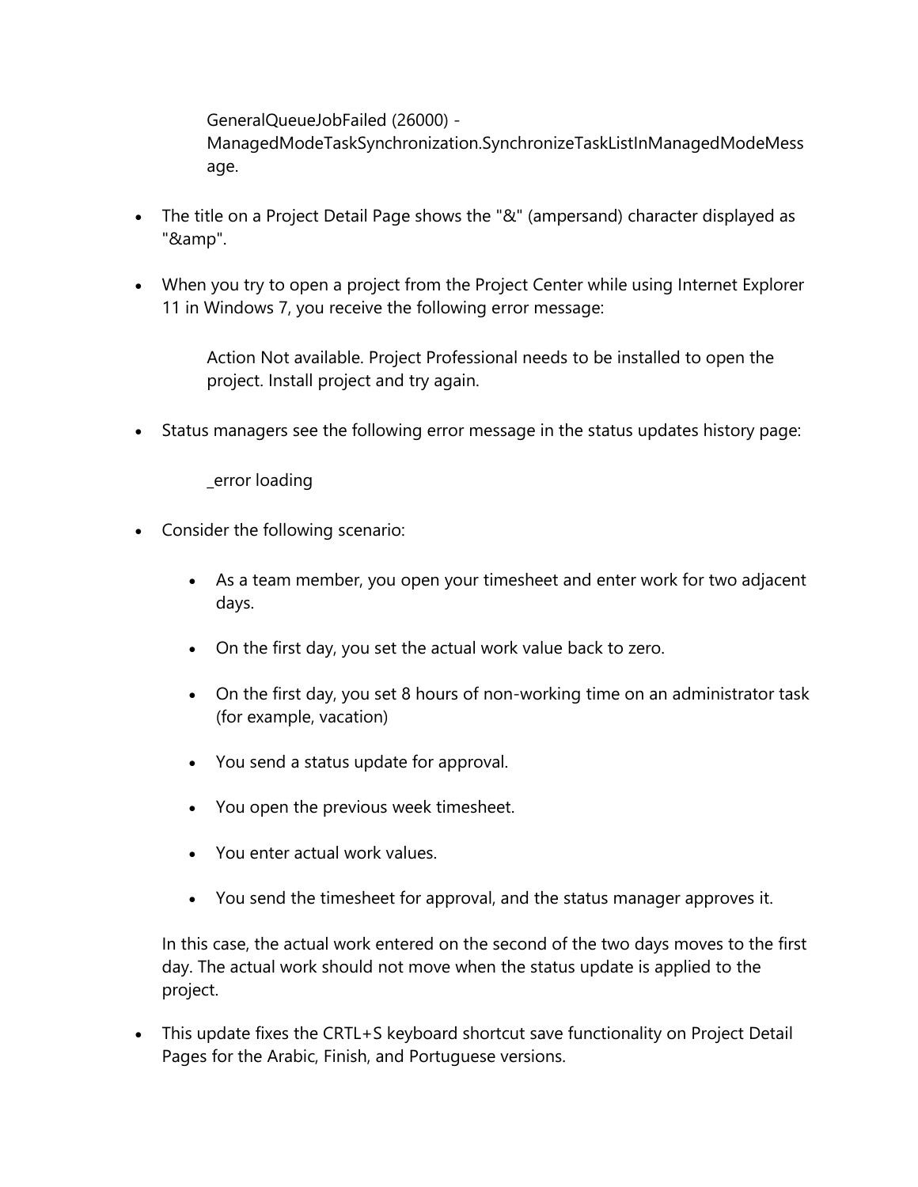GeneralQueueJobFailed (26000) - ManagedModeTaskSynchronization.SynchronizeTaskListInManagedModeMessage.

- The title on a Project Detail Page shows the "&" (ampersand) character displayed as "&amp".

- When you try to open a project from the Project Center while using Internet Explorer 11 in Windows 7, you receive the following error message:

  Action Not available. Project Professional needs to be installed to open the project. Install project and try again.

- Status managers see the following error message in the status updates history page:

  _error loading

- Consider the following scenario:

  - As a team member, you open your timesheet and enter work for two adjacent days.
  - On the first day, you set the actual work value back to zero.
  - On the first day, you set 8 hours of non-working time on an administrator task (for example, vacation)
  - You send a status update for approval.
  - You open the previous week timesheet.
  - You enter actual work values.
  - You send the timesheet for approval, and the status manager approves it.

  In this case, the actual work entered on the second of the two days moves to the first day. The actual work should not move when the status update is applied to the project.

- This update fixes the CRTL+S keyboard shortcut save functionality on Project Detail Pages for the Arabic, Finish, and Portuguese versions.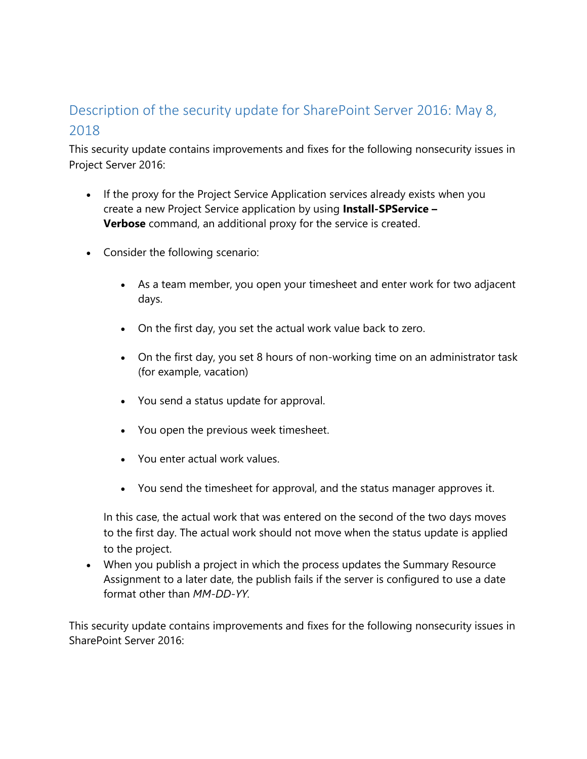## Description of the security update for SharePoint Server 2016: May 8, 2018

This security update contains improvements and fixes for the following nonsecurity issues in Project Server 2016:

- If the proxy for the Project Service Application services already exists when you create a new Project Service application by using **Install-SPService –Verbose** command, an additional proxy for the service is created.
- Consider the following scenario:
  - As a team member, you open your timesheet and enter work for two adjacent days.
  - On the first day, you set the actual work value back to zero.
  - On the first day, you set 8 hours of non-working time on an administrator task (for example, vacation)
  - You send a status update for approval.
  - You open the previous week timesheet.
  - You enter actual work values.
  - You send the timesheet for approval, and the status manager approves it.

  In this case, the actual work that was entered on the second of the two days moves to the first day. The actual work should not move when the status update is applied to the project.
- When you publish a project in which the process updates the Summary Resource Assignment to a later date, the publish fails if the server is configured to use a date format other than *MM-DD-YY*.

This security update contains improvements and fixes for the following nonsecurity issues in SharePoint Server 2016: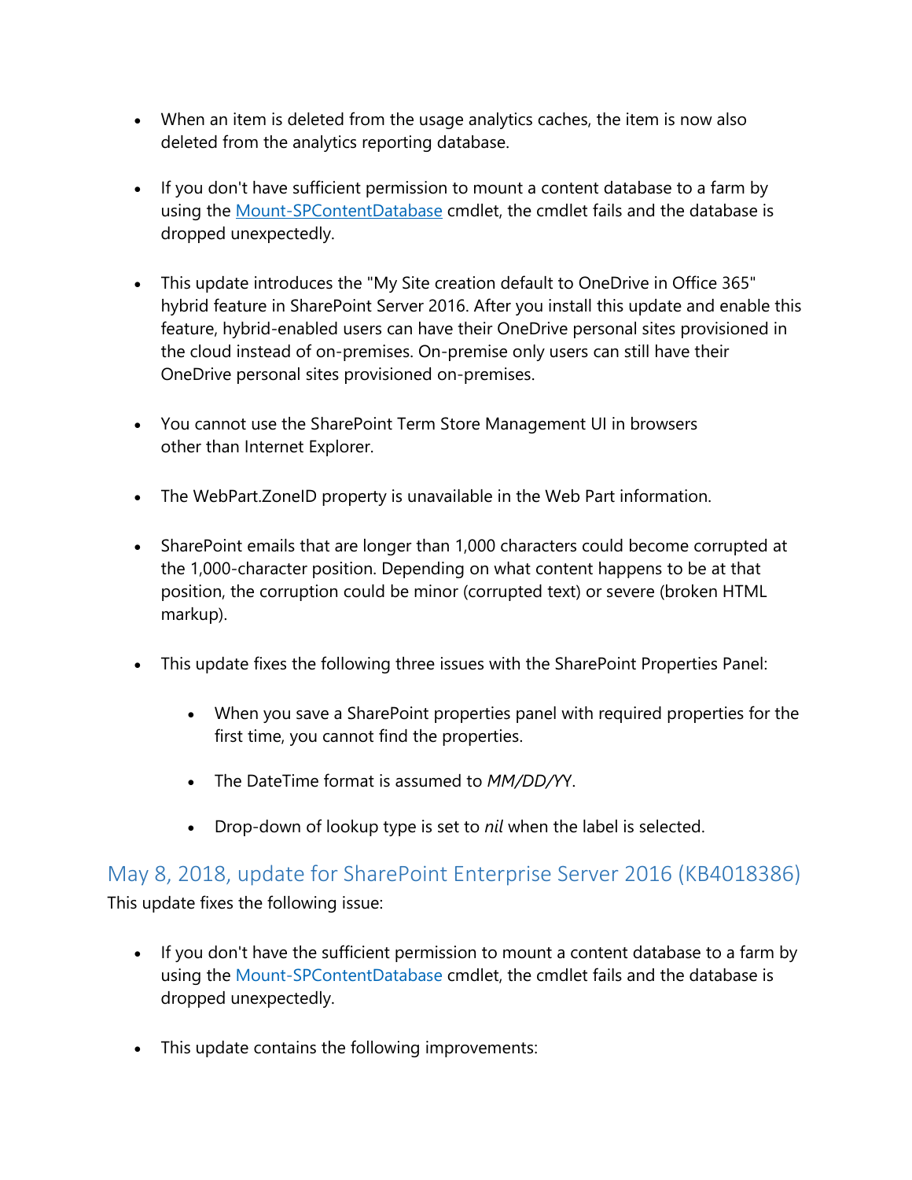- When an item is deleted from the usage analytics caches, the item is now also deleted from the analytics reporting database.

- If you don't have sufficient permission to mount a content database to a farm by using the [Mount-SPContentDatabase](Mount-SPContentDatabase) cmdlet, the cmdlet fails and the database is dropped unexpectedly.

- This update introduces the "My Site creation default to OneDrive in Office 365" hybrid feature in SharePoint Server 2016. After you install this update and enable this feature, hybrid-enabled users can have their OneDrive personal sites provisioned in the cloud instead of on-premises. On-premise only users can still have their OneDrive personal sites provisioned on-premises.

- You cannot use the SharePoint Term Store Management UI in browsers other than Internet Explorer.

- The WebPart.ZoneID property is unavailable in the Web Part information.

- SharePoint emails that are longer than 1,000 characters could become corrupted at the 1,000-character position. Depending on what content happens to be at that position, the corruption could be minor (corrupted text) or severe (broken HTML markup).

- This update fixes the following three issues with the SharePoint Properties Panel:

  - When you save a SharePoint properties panel with required properties for the first time, you cannot find the properties.

  - The DateTime format is assumed to *MM/DD/Y*Y.

  - Drop-down of lookup type is set to *nil* when the label is selected.

## May 8, 2018, update for SharePoint Enterprise Server 2016 (KB4018386)

This update fixes the following issue:

- If you don't have the sufficient permission to mount a content database to a farm by using the Mount-SPContentDatabase cmdlet, the cmdlet fails and the database is dropped unexpectedly.

- This update contains the following improvements: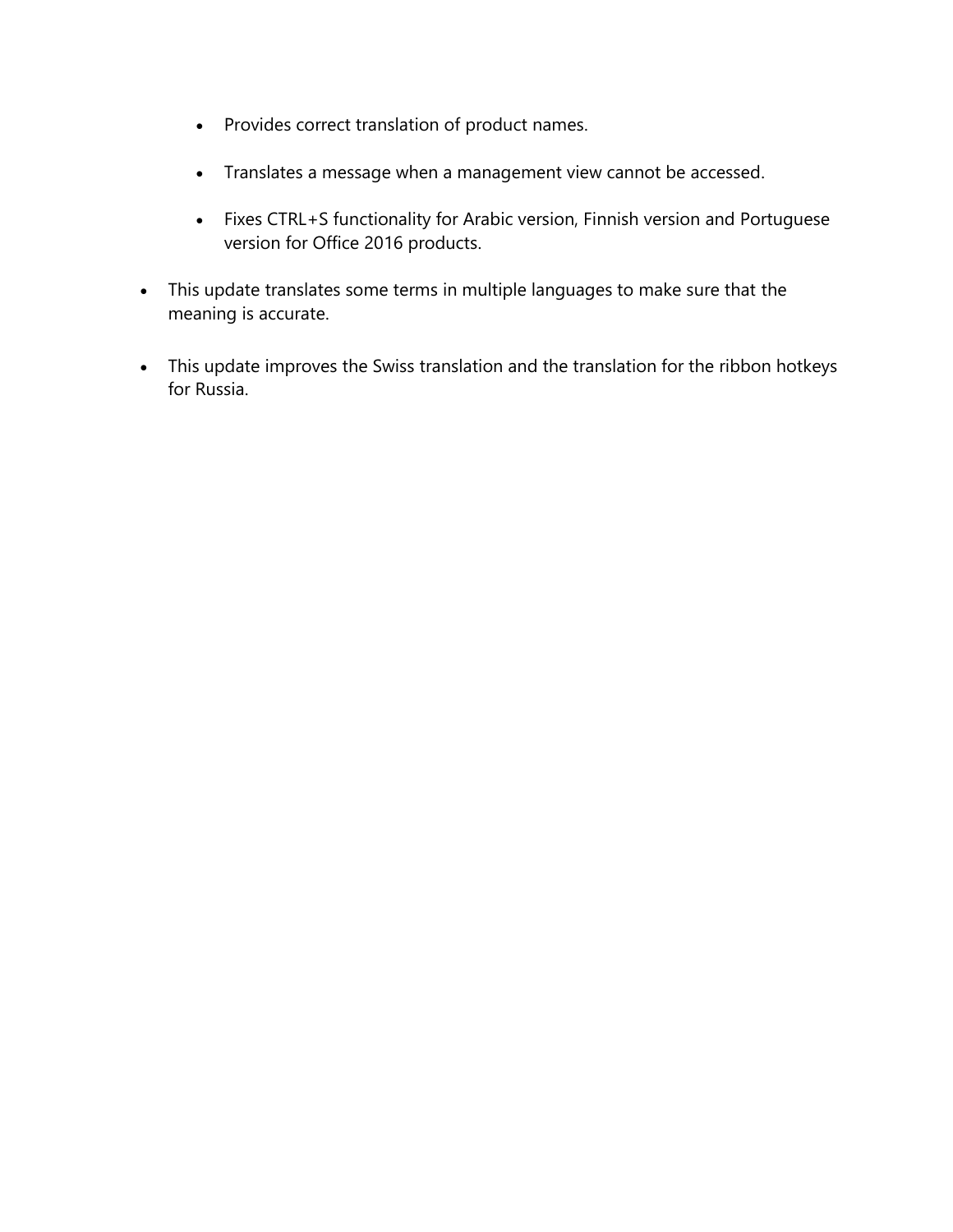- Provides correct translation of product names.
    - Translates a message when a management view cannot be accessed.
    - Fixes CTRL+S functionality for Arabic version, Finnish version and Portuguese version for Office 2016 products.
- This update translates some terms in multiple languages to make sure that the meaning is accurate.
- This update improves the Swiss translation and the translation for the ribbon hotkeys for Russia.